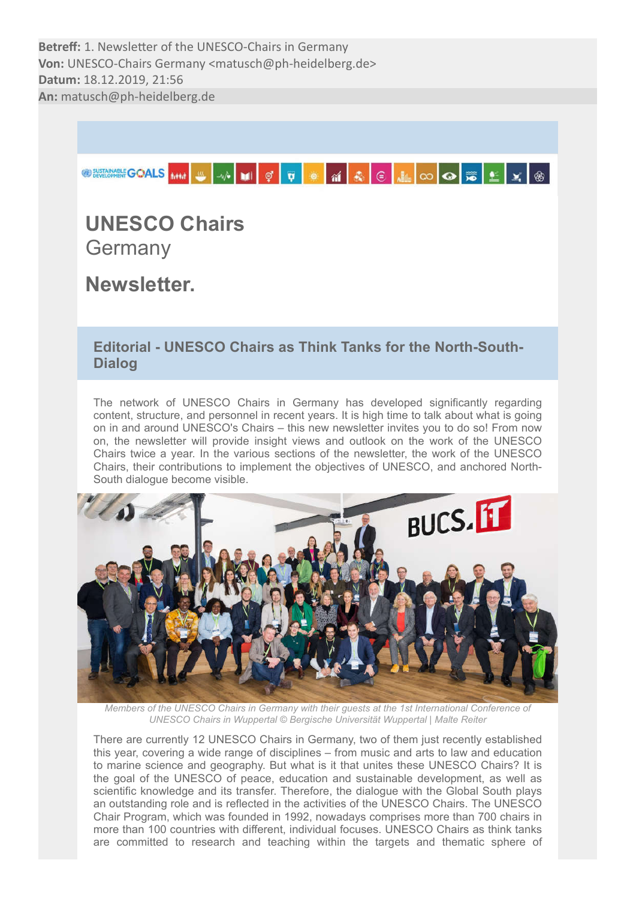**Betreff:** 1. Newsletter of the UNESCO-Chairs in Germany
**Von:** UNESCO-Chairs Germany <matusch@ph-heidelberg.de>
**Datum:** 18.12.2019, 21:56
**An:** matusch@ph-heidelberg.de

# UNESCO Chairs
Germany

# Newsletter.

## Editorial - UNESCO Chairs as Think Tanks for the North-South-Dialog

The network of UNESCO Chairs in Germany has developed significantly regarding content, structure, and personnel in recent years. It is high time to talk about what is going on in and around UNESCO's Chairs – this new newsletter invites you to do so! From now on, the newsletter will provide insight views and outlook on the work of the UNESCO Chairs twice a year. In the various sections of the newsletter, the work of the UNESCO Chairs, their contributions to implement the objectives of UNESCO, and anchored North-South dialogue become visible.

*Members of the UNESCO Chairs in Germany with their guests at the 1st International Conference of UNESCO Chairs in Wuppertal © Bergische Universität Wuppertal | Malte Reiter*

There are currently 12 UNESCO Chairs in Germany, two of them just recently established this year, covering a wide range of disciplines – from music and arts to law and education to marine science and geography. But what is it that unites these UNESCO Chairs? It is the goal of the UNESCO of peace, education and sustainable development, as well as scientific knowledge and its transfer. Therefore, the dialogue with the Global South plays an outstanding role and is reflected in the activities of the UNESCO Chairs. The UNESCO Chair Program, which was founded in 1992, nowadays comprises more than 700 chairs in more than 100 countries with different, individual focuses. UNESCO Chairs as think tanks are committed to research and teaching within the targets and thematic sphere of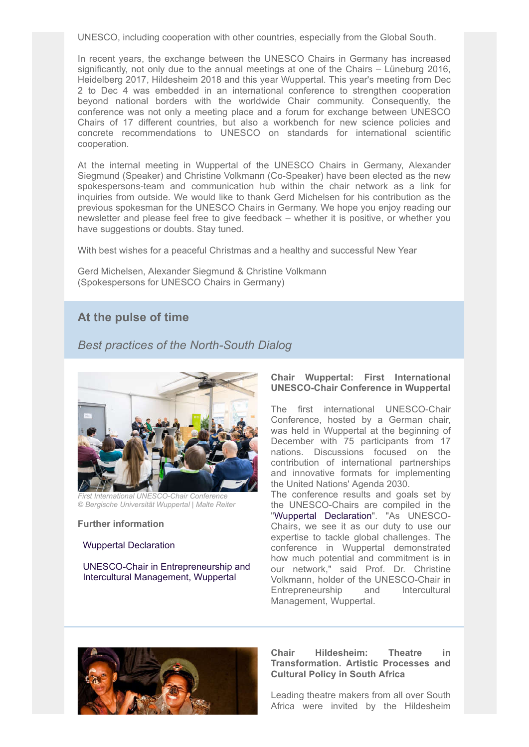UNESCO, including cooperation with other countries, especially from the Global South.

In recent years, the exchange between the UNESCO Chairs in Germany has increased significantly, not only due to the annual meetings at one of the Chairs – Lüneburg 2016, Heidelberg 2017, Hildesheim 2018 and this year Wuppertal. This year's meeting from Dec 2 to Dec 4 was embedded in an international conference to strengthen cooperation beyond national borders with the worldwide Chair community. Consequently, the conference was not only a meeting place and a forum for exchange between UNESCO Chairs of 17 different countries, but also a workbench for new science policies and concrete recommendations to UNESCO on standards for international scientific cooperation.

At the internal meeting in Wuppertal of the UNESCO Chairs in Germany, Alexander Siegmund (Speaker) and Christine Volkmann (Co-Speaker) have been elected as the new spokespersons-team and communication hub within the chair network as a link for inquiries from outside. We would like to thank Gerd Michelsen for his contribution as the previous spokesman for the UNESCO Chairs in Germany. We hope you enjoy reading our newsletter and please feel free to give feedback – whether it is positive, or whether you have suggestions or doubts. Stay tuned.

With best wishes for a peaceful Christmas and a healthy and successful New Year

Gerd Michelsen, Alexander Siegmund & Christine Volkmann
(Spokespersons for UNESCO Chairs in Germany)

## At the pulse of time

*Best practices of the North-South Dialog*

*First International UNESCO-Chair Conference*
*© Bergische Universität Wuppertal | Malte Reiter*

**Further information**

Wuppertal Declaration

UNESCO-Chair in Entrepreneurship and Intercultural Management, Wuppertal

### Chair Wuppertal: First International UNESCO-Chair Conference in Wuppertal

The first international UNESCO-Chair Conference, hosted by a German chair, was held in Wuppertal at the beginning of December with 75 participants from 17 nations. Discussions focused on the contribution of international partnerships and innovative formats for implementing the United Nations' Agenda 2030.
The conference results and goals set by the UNESCO-Chairs are compiled in the "Wuppertal Declaration". "As UNESCO-Chairs, we see it as our duty to use our expertise to tackle global challenges. The conference in Wuppertal demonstrated how much potential and commitment is in our network," said Prof. Dr. Christine Volkmann, holder of the UNESCO-Chair in Entrepreneurship and Intercultural Management, Wuppertal.

### Chair Hildesheim: Theatre in Transformation. Artistic Processes and Cultural Policy in South Africa

Leading theatre makers from all over South Africa were invited by the Hildesheim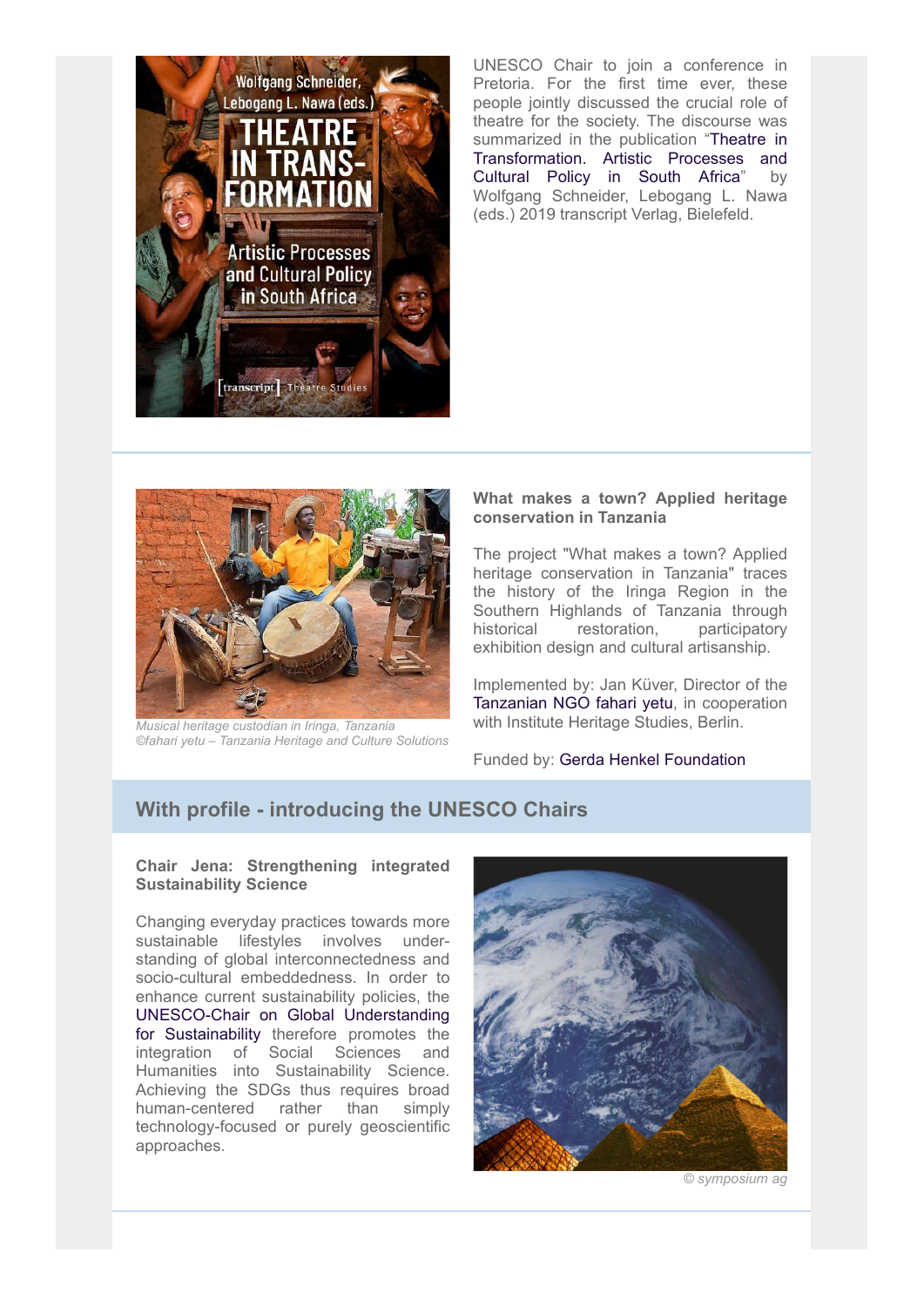UNESCO Chair to join a conference in Pretoria. For the first time ever, these people jointly discussed the crucial role of theatre for the society. The discourse was summarized in the publication "Theatre in Transformation. Artistic Processes and Cultural Policy in South Africa" by Wolfgang Schneider, Lebogang L. Nawa (eds.) 2019 transcript Verlag, Bielefeld.

*Musical heritage custodian in Iringa, Tanzania ©fahari yetu – Tanzania Heritage and Culture Solutions*

**What makes a town? Applied heritage conservation in Tanzania**

The project "What makes a town? Applied heritage conservation in Tanzania" traces the history of the Iringa Region in the Southern Highlands of Tanzania through historical restoration, participatory exhibition design and cultural artisanship.

Implemented by: Jan Küver, Director of the Tanzanian NGO fahari yetu, in cooperation with Institute Heritage Studies, Berlin.

Funded by: Gerda Henkel Foundation

## With profile - introducing the UNESCO Chairs

**Chair Jena: Strengthening integrated Sustainability Science**

Changing everyday practices towards more sustainable lifestyles involves understanding of global interconnectedness and socio-cultural embeddedness. In order to enhance current sustainability policies, the UNESCO-Chair on Global Understanding for Sustainability therefore promotes the integration of Social Sciences and Humanities into Sustainability Science. Achieving the SDGs thus requires broad human-centered rather than simply technology-focused or purely geoscientific approaches.

*© symposium ag*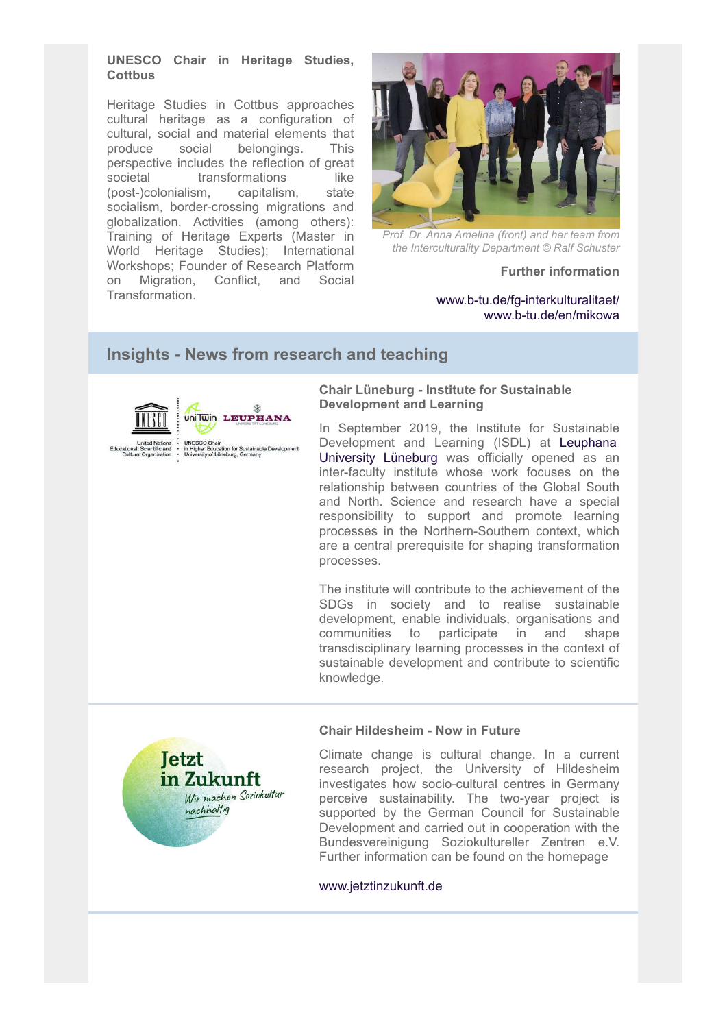**UNESCO Chair in Heritage Studies, Cottbus**

Heritage Studies in Cottbus approaches cultural heritage as a configuration of cultural, social and material elements that produce social belongings. This perspective includes the reflection of great societal transformations like (post-)colonialism, capitalism, state socialism, border-crossing migrations and globalization. Activities (among others): Training of Heritage Experts (Master in World Heritage Studies); International Workshops; Founder of Research Platform on Migration, Conflict, and Social Transformation.

*Prof. Dr. Anna Amelina (front) and her team from the Interculturality Department © Ralf Schuster*

**Further information**

www.b-tu.de/fg-interkulturalitaet/
www.b-tu.de/en/mikowa

## Insights - News from research and teaching

### Chair Lüneburg - Institute for Sustainable Development and Learning

In September 2019, the Institute for Sustainable Development and Learning (ISDL) at Leuphana University Lüneburg was officially opened as an inter-faculty institute whose work focuses on the relationship between countries of the Global South and North. Science and research have a special responsibility to support and promote learning processes in the Northern-Southern context, which are a central prerequisite for shaping transformation processes.

The institute will contribute to the achievement of the SDGs in society and to realise sustainable development, enable individuals, organisations and communities to participate in and shape transdisciplinary learning processes in the context of sustainable development and contribute to scientific knowledge.

### Chair Hildesheim - Now in Future

Climate change is cultural change. In a current research project, the University of Hildesheim investigates how socio-cultural centres in Germany perceive sustainability. The two-year project is supported by the German Council for Sustainable Development and carried out in cooperation with the Bundesvereinigung Soziokultureller Zentren e.V. Further information can be found on the homepage

www.jetztinzukunft.de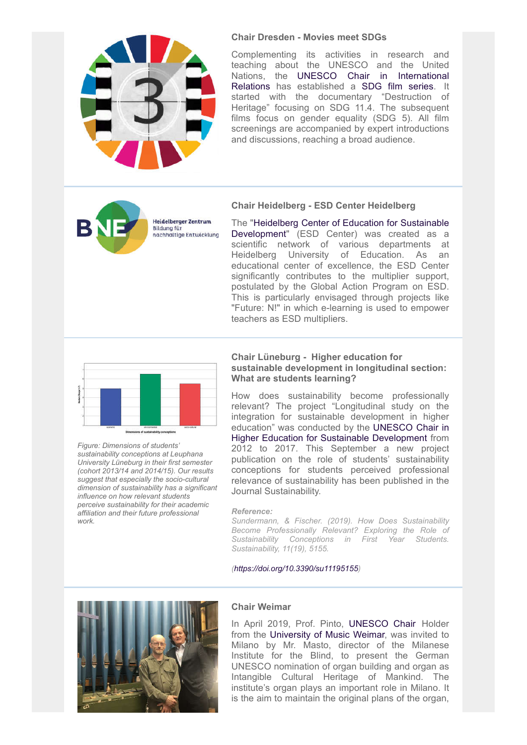### Chair Dresden - Movies meet SDGs

Complementing its activities in research and teaching about the UNESCO and the United Nations, the UNESCO Chair in International Relations has established a SDG film series. It started with the documentary “Destruction of Heritage” focusing on SDG 11.4. The subsequent films focus on gender equality (SDG 5). All film screenings are accompanied by expert introductions and discussions, reaching a broad audience.

### Chair Heidelberg - ESD Center Heidelberg

The "Heidelberg Center of Education for Sustainable Development" (ESD Center) was created as a scientific network of various departments at Heidelberg University of Education. As an educational center of excellence, the ESD Center significantly contributes to the multiplier support, postulated by the Global Action Program on ESD. This is particularly envisaged through projects like "Future: N!" in which e-learning is used to empower teachers as ESD multipliers.

### Chair Lüneburg - Higher education for sustainable development in longitudinal section: What are students learning?

*Figure: Dimensions of students' sustainability conceptions at Leuphana University Lüneburg in their first semester (cohort 2013/14 and 2014/15). Our results suggest that especially the socio-cultural dimension of sustainability has a significant influence on how relevant students perceive sustainability for their academic affiliation and their future professional work.*

How does sustainability become professionally relevant? The project “Longitudinal study on the integration for sustainable development in higher education” was conducted by the UNESCO Chair in Higher Education for Sustainable Development from 2012 to 2017. This September a new project publication on the role of students' sustainability conceptions for students perceived professional relevance of sustainability has been published in the Journal Sustainability.

***Reference:***
*Sundermann, & Fischer. (2019). How Does Sustainability Become Professionally Relevant? Exploring the Role of Sustainability Conceptions in First Year Students. Sustainability, 11(19), 5155.*

*(https://doi.org/10.3390/su11195155)*

### Chair Weimar

In April 2019, Prof. Pinto, UNESCO Chair Holder from the University of Music Weimar, was invited to Milano by Mr. Masto, director of the Milanese Institute for the Blind, to present the German UNESCO nomination of organ building and organ as Intangible Cultural Heritage of Mankind. The institute's organ plays an important role in Milano. It is the aim to maintain the original plans of the organ,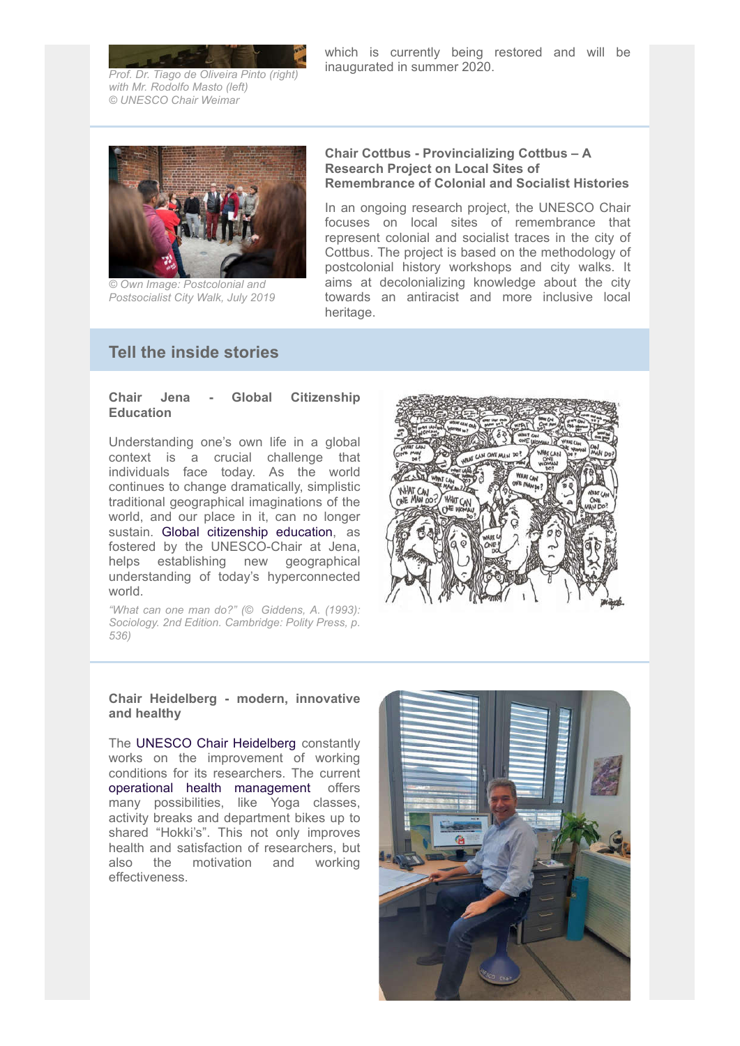*Prof. Dr. Tiago de Oliveira Pinto (right) with Mr. Rodolfo Masto (left) © UNESCO Chair Weimar*

which is currently being restored and will be inaugurated in summer 2020.

*© Own Image: Postcolonial and Postsocialist City Walk, July 2019*

### Chair Cottbus - Provincializing Cottbus – A Research Project on Local Sites of Remembrance of Colonial and Socialist Histories

In an ongoing research project, the UNESCO Chair focuses on local sites of remembrance that represent colonial and socialist traces in the city of Cottbus. The project is based on the methodology of postcolonial history workshops and city walks. It aims at decolonializing knowledge about the city towards an antiracist and more inclusive local heritage.

## Tell the inside stories

### Chair Jena - Global Citizenship Education

Understanding one's own life in a global context is a crucial challenge that individuals face today. As the world continues to change dramatically, simplistic traditional geographical imaginations of the world, and our place in it, can no longer sustain. Global citizenship education, as fostered by the UNESCO-Chair at Jena, helps establishing new geographical understanding of today's hyperconnected world.

*"What can one man do?" (© Giddens, A. (1993): Sociology. 2nd Edition. Cambridge: Polity Press, p. 536)*

### Chair Heidelberg - modern, innovative and healthy

The UNESCO Chair Heidelberg constantly works on the improvement of working conditions for its researchers. The current operational health management offers many possibilities, like Yoga classes, activity breaks and department bikes up to shared "Hokki's". This not only improves health and satisfaction of researchers, but also the motivation and working effectiveness.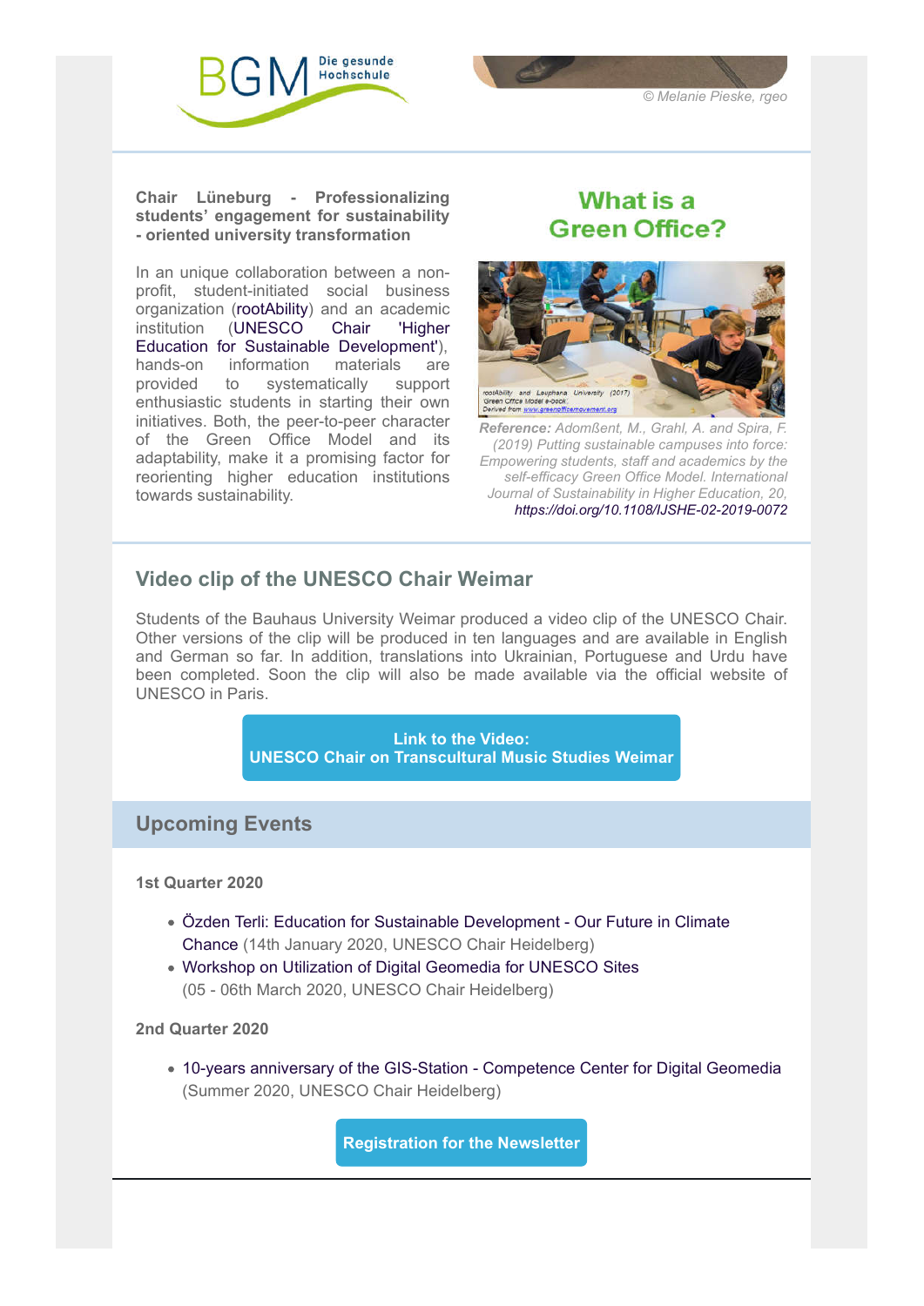BGM Die gesunde Hochschule

© Melanie Pieske, rgeo

**Chair Lüneburg - Professionalizing students' engagement for sustainability - oriented university transformation**

In an unique collaboration between a non-profit, student-initiated social business organization (rootAbility) and an academic institution (UNESCO Chair 'Higher Education for Sustainable Development'), hands-on information materials are provided to systematically support enthusiastic students in starting their own initiatives. Both, the peer-to-peer character of the Green Office Model and its adaptability, make it a promising factor for reorienting higher education institutions towards sustainability.

## What is a Green Office?

rootAbility and Leuphana University (2017) Green Office Model e-book; Derived from www.greenofficemovement.org

***Reference:*** *Adomßent, M., Grahl, A. and Spira, F. (2019) Putting sustainable campuses into force: Empowering students, staff and academics by the self-efficacy Green Office Model. International Journal of Sustainability in Higher Education, 20, https://doi.org/10.1108/IJSHE-02-2019-0072*

## Video clip of the UNESCO Chair Weimar

Students of the Bauhaus University Weimar produced a video clip of the UNESCO Chair. Other versions of the clip will be produced in ten languages and are available in English and German so far. In addition, translations into Ukrainian, Portuguese and Urdu have been completed. Soon the clip will also be made available via the official website of UNESCO in Paris.

**Link to the Video: UNESCO Chair on Transcultural Music Studies Weimar**

## Upcoming Events

**1st Quarter 2020**

- Özden Terli: Education for Sustainable Development - Our Future in Climate Chance (14th January 2020, UNESCO Chair Heidelberg)
- Workshop on Utilization of Digital Geomedia for UNESCO Sites (05 - 06th March 2020, UNESCO Chair Heidelberg)

**2nd Quarter 2020**

- 10-years anniversary of the GIS-Station - Competence Center for Digital Geomedia (Summer 2020, UNESCO Chair Heidelberg)

**Registration for the Newsletter**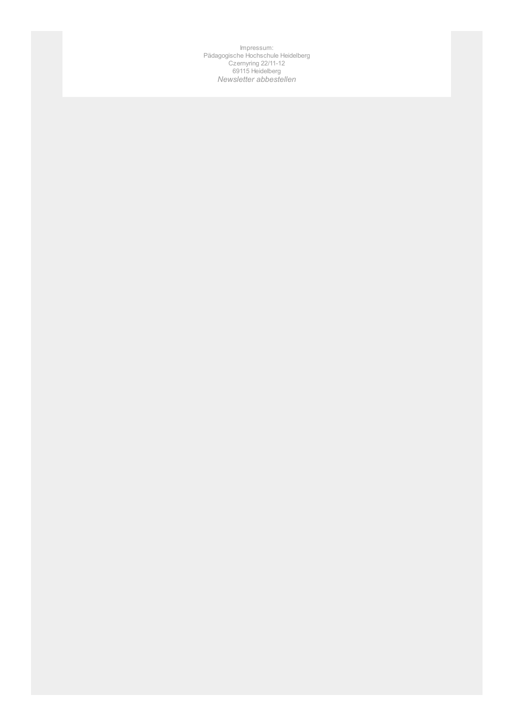Impressum:
Pädagogische Hochschule Heidelberg
Czernyring 22/11-12
69115 Heidelberg
*Newsletter abbestellen*